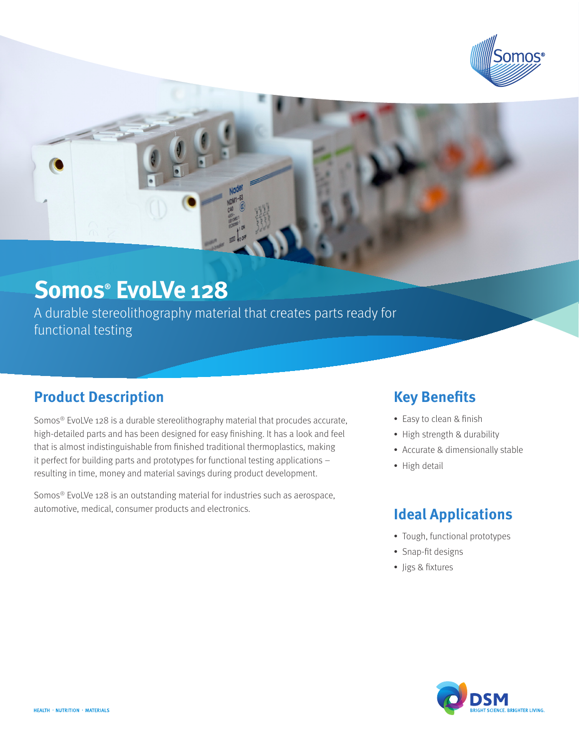# Somos® EvoLVe 128

A durable stereolithography material that creates parts ready for functional testing

## Product Description

Somos® EvoLVe 128 is a durable stereolithography material that procudes accurate, high-detailed parts and has been designed for easy finishing. It has a look and feel that is almost indistinguishable from finished traditional thermoplastics, making it perfect for building parts and prototypes for functional testing applications – resulting in time, money and material savings during product development.

Somos® EvoLVe 128 is an outstanding material for industries such as aerospace, automotive, medical, consumer products and electronics.

## Key Benefits

- Easy to clean & finish
- High strength & durability
- Accurate & dimensionally stable
- High detail

## Ideal Applications

- Tough, functional prototypes
- Snap-fit designs
- Jigs & fixtures

HEALTH · NUTRITION · MATERIALS

DSM BRIGHT SCIENCE. BRIGHTER LIVING.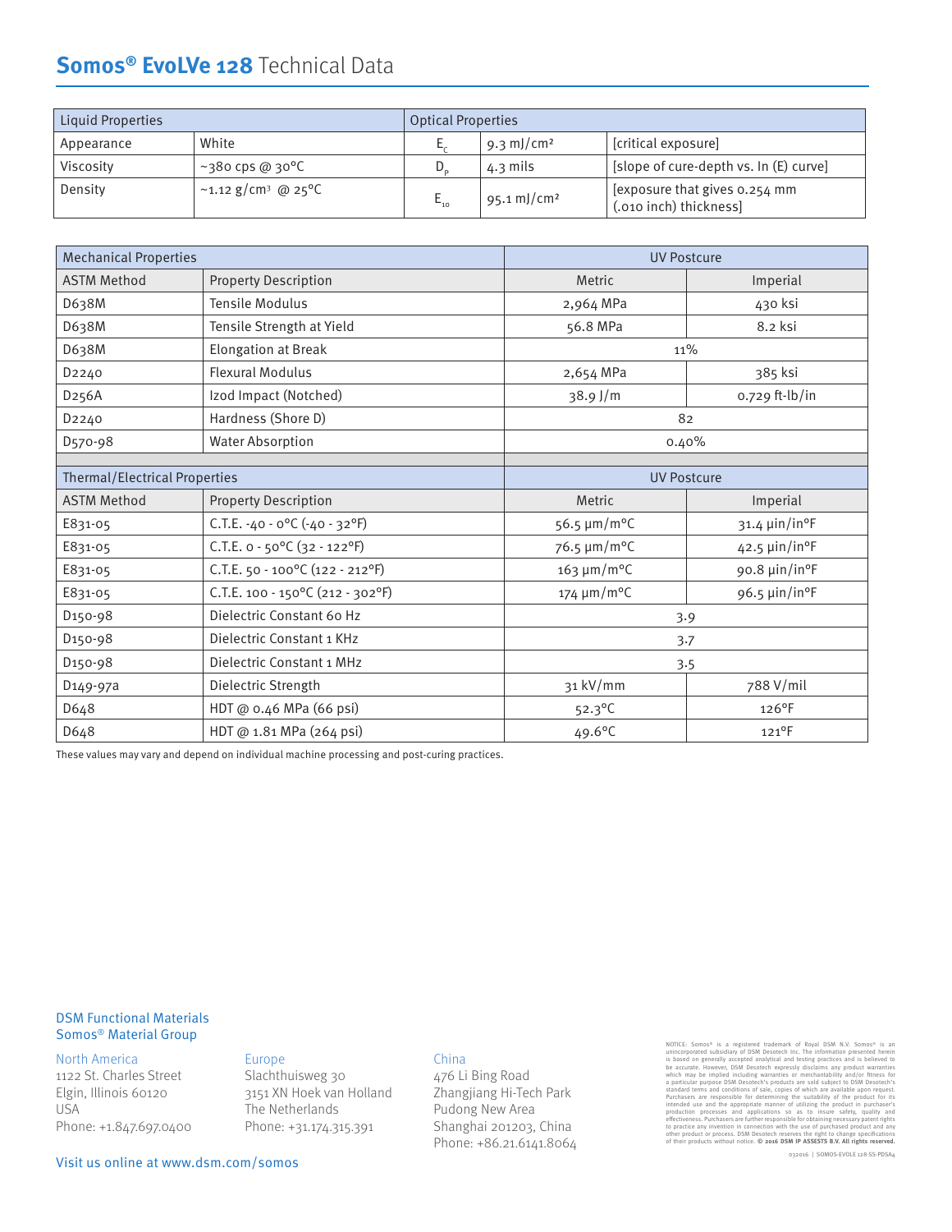# **Somos® EvoLVe 128** Technical Data

| Liquid Properties | | Optical Properties | | |
|---|---|---|---|---|
| Appearance | White | $E_c$ | 9.3 mJ/cm² | [critical exposure] |
| Viscosity | ~380 cps @ 30°C | $D_p$ | 4.3 mils | [slope of cure-depth vs. ln (E) curve] |
| Density | ~1.12 g/cm³ @ 25°C | $E_{10}$ | 95.1 mJ/cm² | [exposure that gives 0.254 mm (.010 inch) thickness] |

| Mechanical Properties | | UV Postcure | |
|---|---|---|---|
| ASTM Method | Property Description | Metric | Imperial |
| D638M | Tensile Modulus | 2,964 MPa | 430 ksi |
| D638M | Tensile Strength at Yield | 56.8 MPa | 8.2 ksi |
| D638M | Elongation at Break | 11% | |
| D2240 | Flexural Modulus | 2,654 MPa | 385 ksi |
| D256A | Izod Impact (Notched) | 38.9 J/m | 0.729 ft-lb/in |
| D2240 | Hardness (Shore D) | 82 | |
| D570-98 | Water Absorption | 0.40% | |
| | | | |
| **Thermal/Electrical Properties** | | **UV Postcure** | |
| ASTM Method | Property Description | Metric | Imperial |
| E831-05 | C.T.E. -40 - 0°C (-40 - 32°F) | 56.5 μm/m°C | 31.4 μin/in°F |
| E831-05 | C.T.E. 0 - 50°C (32 - 122°F) | 76.5 μm/m°C | 42.5 μin/in°F |
| E831-05 | C.T.E. 50 - 100°C (122 - 212°F) | 163 μm/m°C | 90.8 μin/in°F |
| E831-05 | C.T.E. 100 - 150°C (212 - 302°F) | 174 μm/m°C | 96.5 μin/in°F |
| D150-98 | Dielectric Constant 60 Hz | 3.9 | |
| D150-98 | Dielectric Constant 1 KHz | 3.7 | |
| D150-98 | Dielectric Constant 1 MHz | 3.5 | |
| D149-97a | Dielectric Strength | 31 kV/mm | 788 V/mil |
| D648 | HDT @ 0.46 MPa (66 psi) | 52.3°C | 126°F |
| D648 | HDT @ 1.81 MPa (264 psi) | 49.6°C | 121°F |

These values may vary and depend on individual machine processing and post-curing practices.

DSM Functional Materials
Somos® Material Group

North America
1122 St. Charles Street
Elgin, Illinois 60120
USA
Phone: +1.847.697.0400

Europe
Slachthuisweg 30
3151 XN Hoek van Holland
The Netherlands
Phone: +31.174.315.391

China
476 Li Bing Road
Zhangjiang Hi-Tech Park
Pudong New Area
Shanghai 201203, China
Phone: +86.21.6141.8064

Visit us online at www.dsm.com/somos

NOTICE: Somos® is a registered trademark of Royal DSM N.V. Somos® is an unincorporated subsidiary of DSM Desotech Inc. The information presented herein is based on generally accepted analytical and testing practices and is believed to be accurate. However, DSM Desotech expressly disclaims any product warranties which may be implied including warranties or merchantability and/or fitness for a particular purpose DSM Desotech's products are sold subject to DSM Desotech's standard terms and conditions of sale, copies of which are available upon request. Purchasers are responsible for determining the suitability of the product for its intended use and the appropriate manner of utilizing the product in purchaser's production processes and applications so as to insure safety, quality and effectiveness. Purchasers are further responsible for obtaining necessary patent rights to practice any invention in connection with the use of purchased product and any other product or process. DSM Desotech reserves the right to change specifications of their products without notice. **© 2016 DSM IP ASSESTS B.V. All rights reserved.**

032016 | SOMOS-EVOLE 128-SS-PDSA4